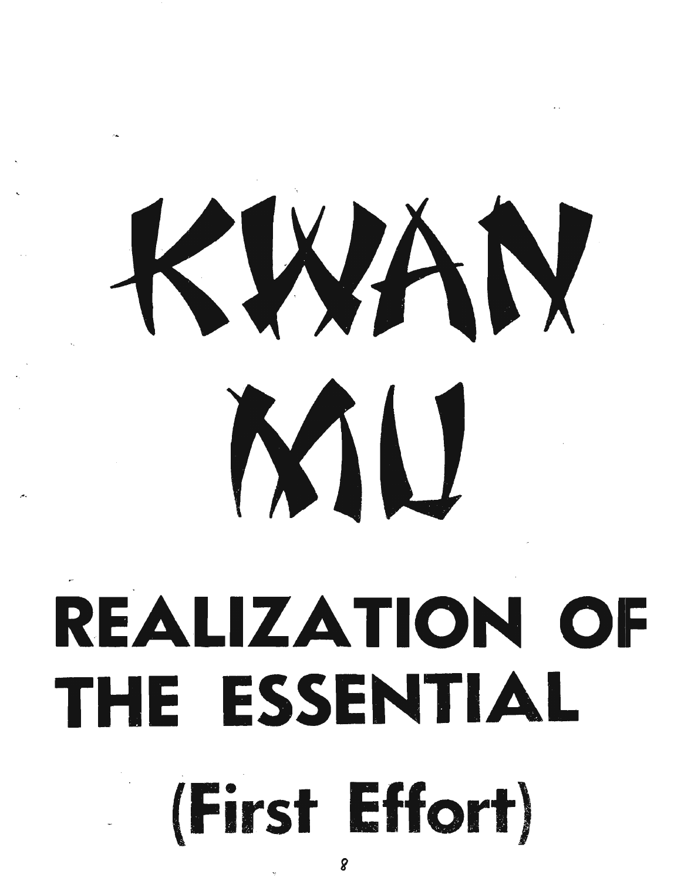# KWAN MU

# REALIZATION OF THE ESSENTIAL

# (First Effort)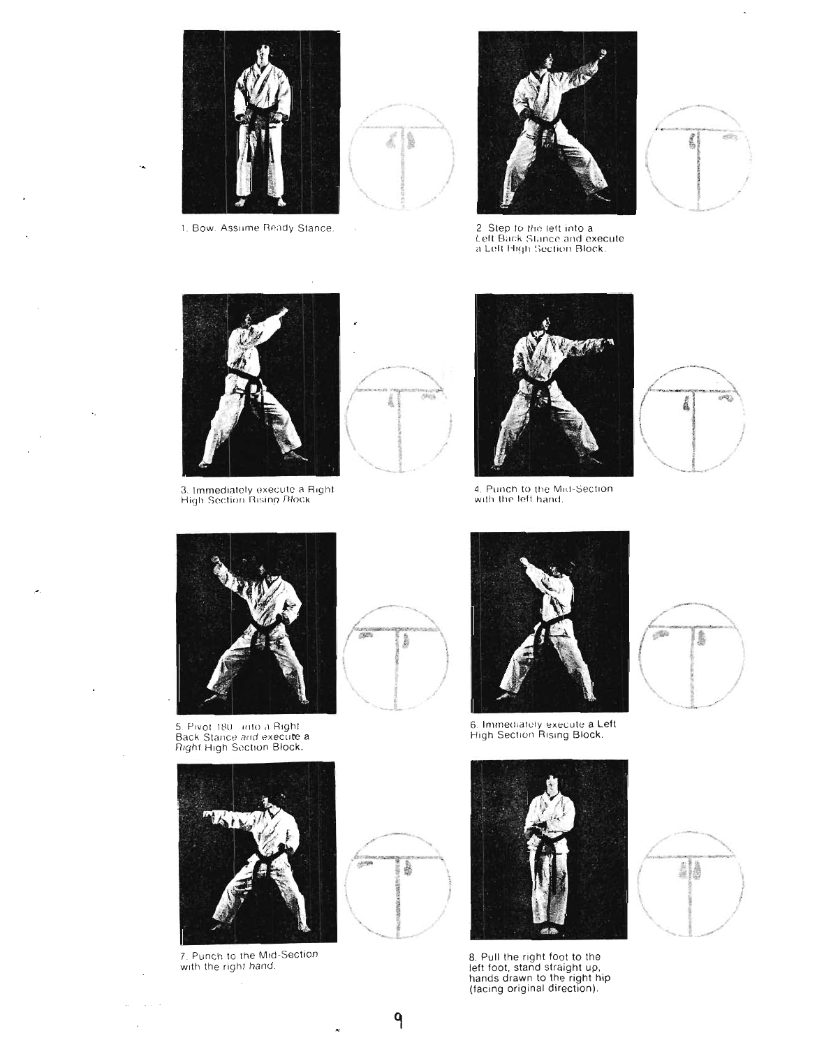1. Bow. Assume Ready Stance.

2. Step to the left into a Left Back Stance and execute a Left High Section Block.

3. Immediately execute a Right High Section Rising Block.

4. Punch to the Mid-Section with the left hand.

5. Pivot 180° into a Right Back Stance and execute a Right High Section Block.

6. Immediately execute a Left High Section Rising Block.

7. Punch to the Mid-Section with the right hand.

8. Pull the right foot to the left foot, stand straight up, hands drawn to the right hip (facing original direction).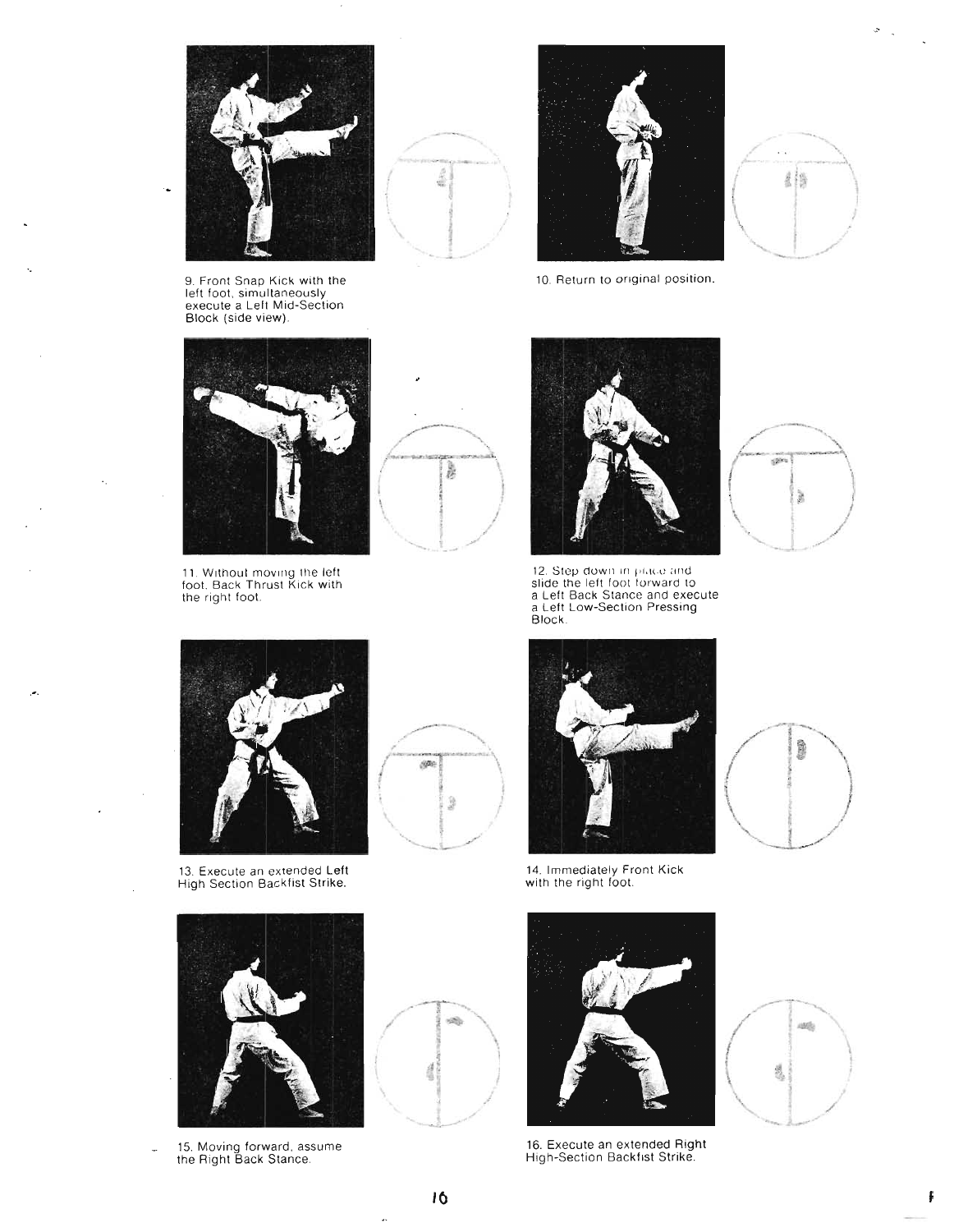9. Front Snap Kick with the left foot, simultaneously execute a Left Mid-Section Block (side view).

10. Return to original position.

11. Without moving the left foot, Back Thrust Kick with the right foot.

12. Step down in place and slide the left foot forward to a Left Back Stance and execute a Left Low-Section Pressing Block.

13. Execute an extended Left High Section Backfist Strike.

14. Immediately Front Kick with the right foot.

15. Moving forward, assume the Right Back Stance.

16. Execute an extended Right High-Section Backfist Strike.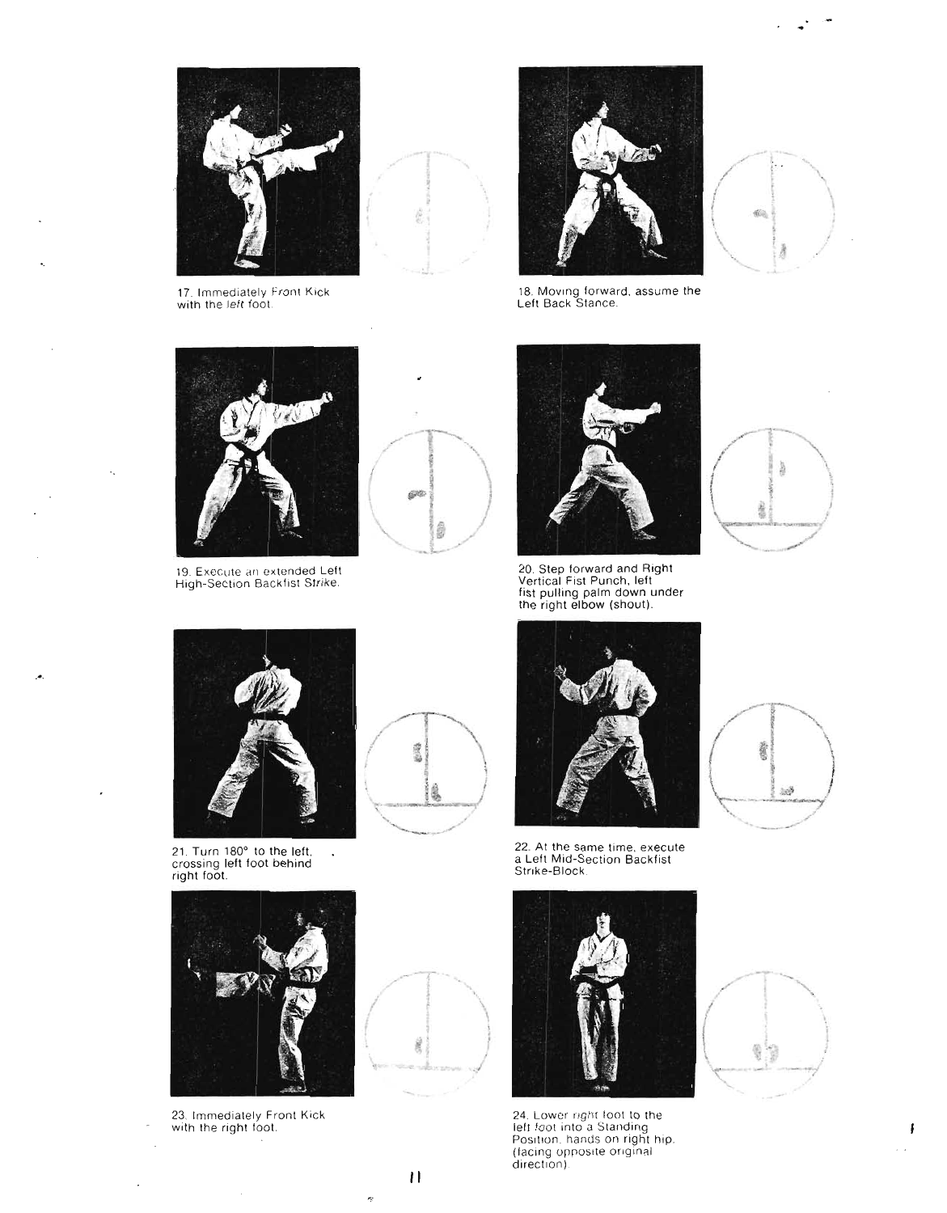17. Immediately Front Kick with the *left* foot.

18. Moving forward, assume the Left Back Stance.

19. Execute an extended Left High-Section Backfist Strike.

20. Step forward and Right Vertical Fist Punch, left fist pulling palm down under the right elbow (shout).

21. Turn 180° to the left, crossing left foot behind right foot.

22. At the same time, execute a Left Mid-Section Backfist Strike-Block.

23. Immediately Front Kick with the right foot.

24. Lower *right* foot to the left *foot* into a Standing Position, hands on right hip. (facing opposite original direction)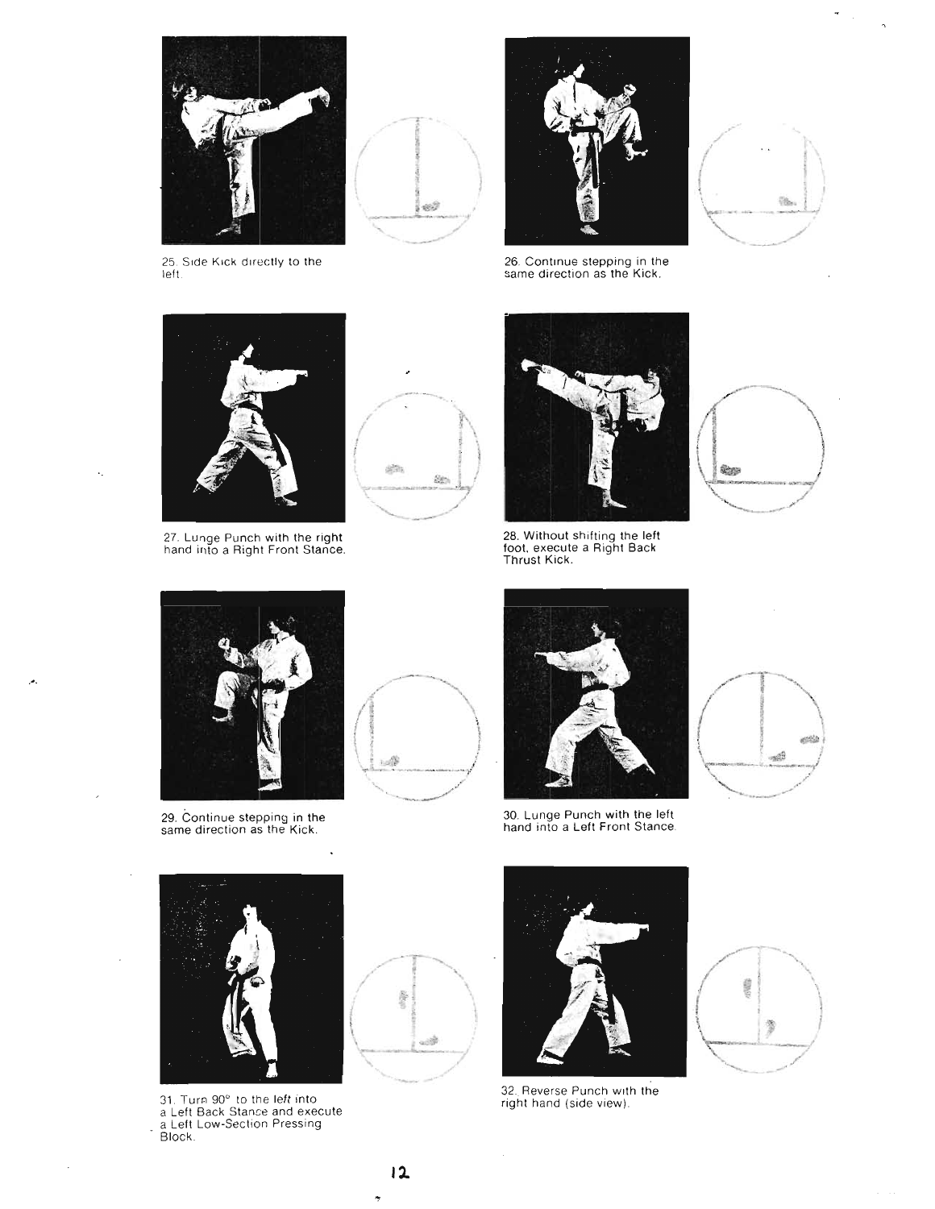25. Side Kick directly to the left.

26. Continue stepping in the same direction as the Kick.

27. Lunge Punch with the right hand into a Right Front Stance.

28. Without shifting the left foot, execute a Right Back Thrust Kick.

29. Continue stepping in the same direction as the Kick.

30. Lunge Punch with the left hand into a Left Front Stance.

31. Turn 90° to the left into a Left Back Stance and execute a Left Low-Section Pressing Block.

32. Reverse Punch with the right hand (side view).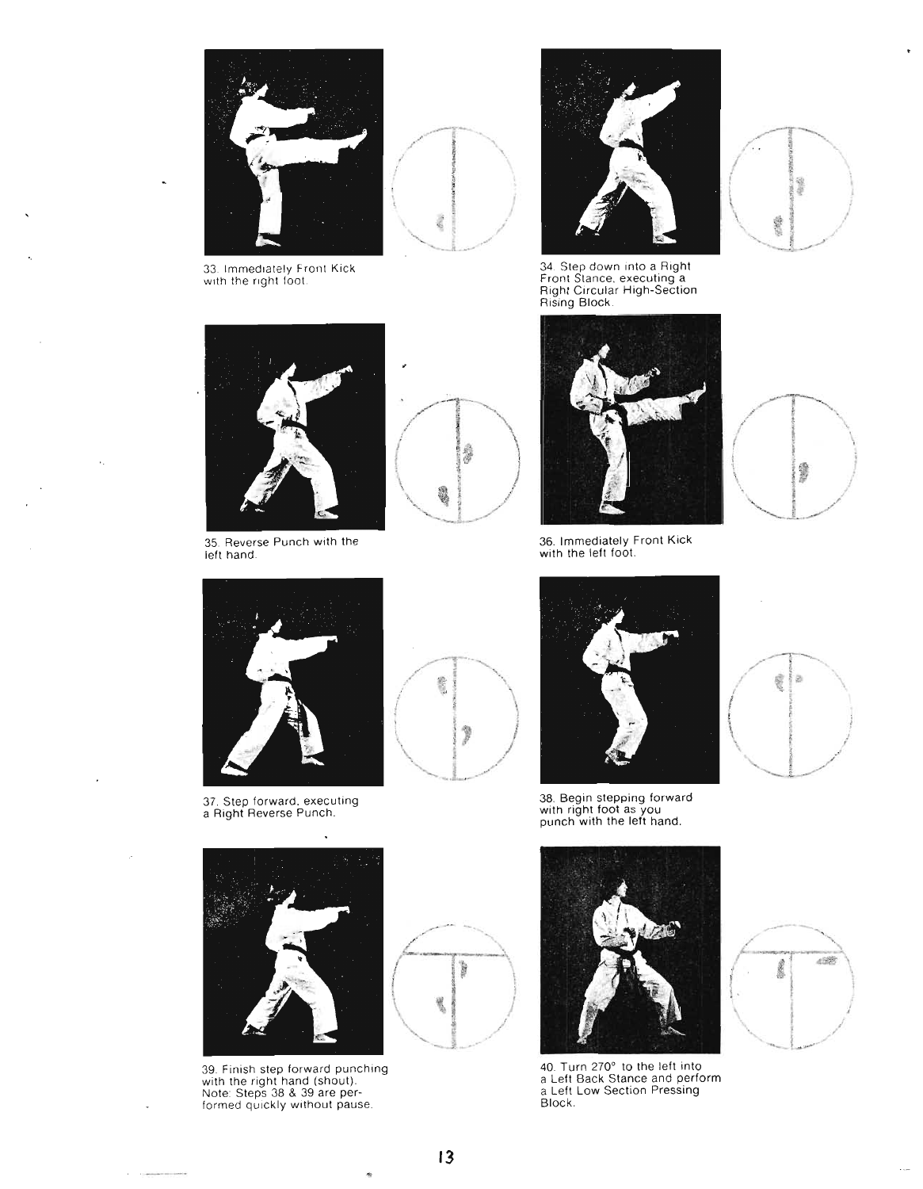33. Immediately Front Kick with the right foot.

34. Step down into a Right Front Stance, executing a Right Circular High-Section Rising Block.

35. Reverse Punch with the left hand.

36. Immediately Front Kick with the left foot.

37. Step forward, executing a Right Reverse Punch.

38. Begin stepping forward with right foot as you punch with the left hand.

39. Finish step forward punching with the right hand (shout). Note: Steps 38 & 39 are performed quickly without pause.

40. Turn 270° to the left into a Left Back Stance and perform a Left Low Section Pressing Block.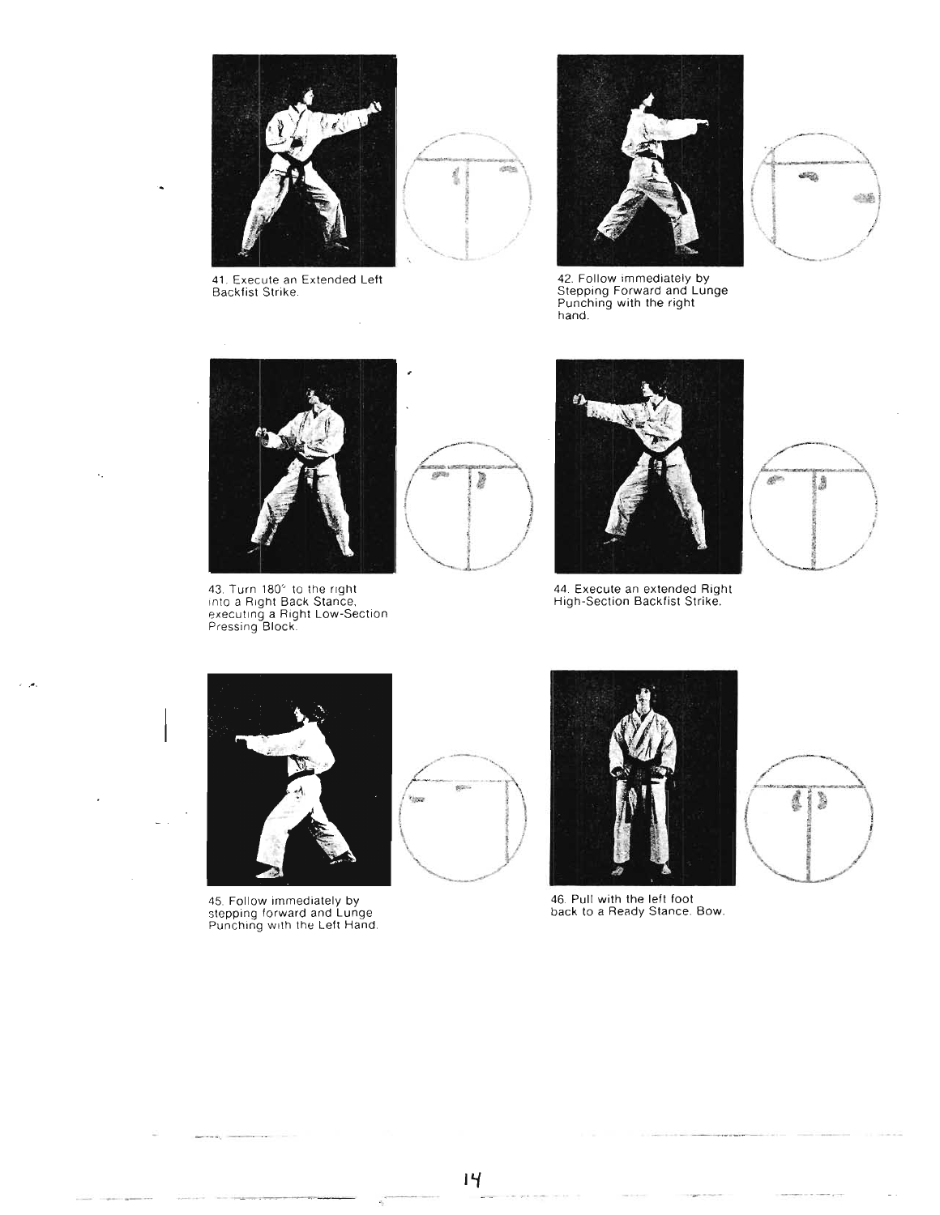41. Execute an Extended Left Backfist Strike.

42. Follow immediately by Stepping Forward and Lunge Punching with the right hand.

43. Turn 180° to the right into a Right Back Stance, executing a Right Low-Section Pressing Block.

44. Execute an extended Right High-Section Backfist Strike.

45. Follow immediately by stepping forward and Lunge Punching with the Left Hand.

46. Pull with the left foot back to a Ready Stance. Bow.